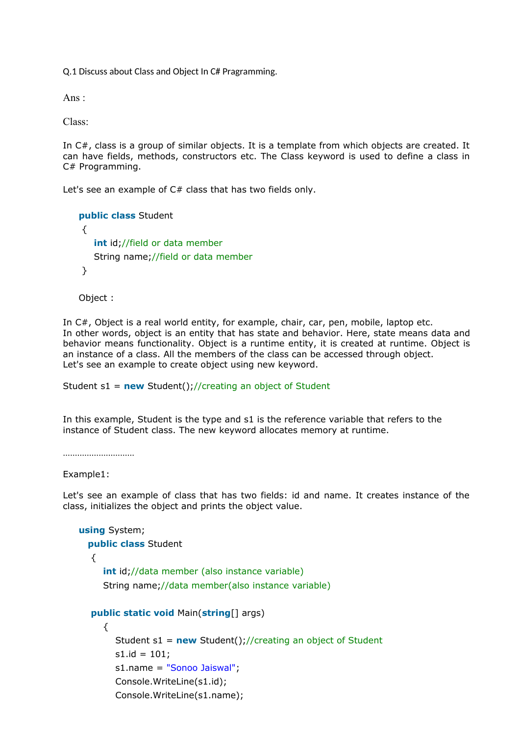Q.1 Discuss about Class and Object In C# Pragramming.

Ans :

Class:

In C#, class is a group of similar objects. It is a template from which objects are created. It can have fields, methods, constructors etc. The Class keyword is used to define a class in C# Programming.

Let's see an example of C# class that has two fields only.

```
public class Student
 {
    int id;//field or data member
    String name;//field or data member
 }
```

Object :

In C#, Object is a real world entity, for example, chair, car, pen, mobile, laptop etc.
In other words, object is an entity that has state and behavior. Here, state means data and behavior means functionality. Object is a runtime entity, it is created at runtime. Object is an instance of a class. All the members of the class can be accessed through object.
Let's see an example to create object using new keyword.

```
Student s1 = new Student();//creating an object of Student
```

In this example, Student is the type and s1 is the reference variable that refers to the instance of Student class. The new keyword allocates memory at runtime.

………………………

Example1:

Let's see an example of class that has two fields: id and name. It creates instance of the class, initializes the object and prints the object value.

```
using System;
  public class Student
   {
      int id;//data member (also instance variable)
      String name;//data member(also instance variable)

   public static void Main(string[] args)
      {
          Student s1 = new Student();//creating an object of Student
          s1.id = 101;
          s1.name = "Sonoo Jaiswal";
          Console.WriteLine(s1.id);
          Console.WriteLine(s1.name);
```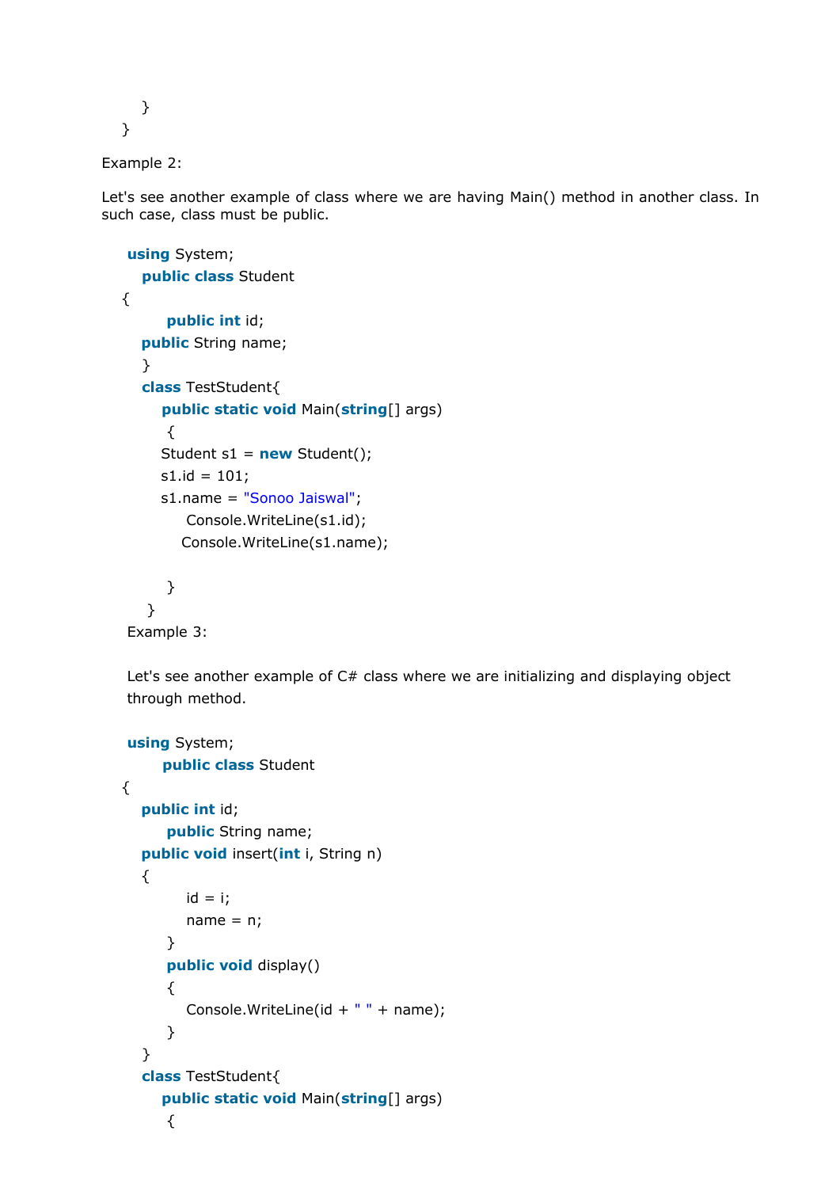```
        }
    }
```

Example 2:

Let's see another example of class where we are having Main() method in another class. In such case, class must be public.

```
using System;
    public class Student
 {
        public int id;
    public String name;
    }
    class TestStudent{
        public static void Main(string[] args)
        {
        Student s1 = new Student();
        s1.id = 101;
        s1.name = "Sonoo Jaiswal";
            Console.WriteLine(s1.id);
            Console.WriteLine(s1.name);

        }
     }
```

Example 3:

Let's see another example of C# class where we are initializing and displaying object through method.

```
using System;
        public class Student
 {
    public int id;
        public String name;
    public void insert(int i, String n)
    {
            id = i;
            name = n;
        }
        public void display()
        {
            Console.WriteLine(id + " " + name);
        }
    }
    class TestStudent{
        public static void Main(string[] args)
        {
```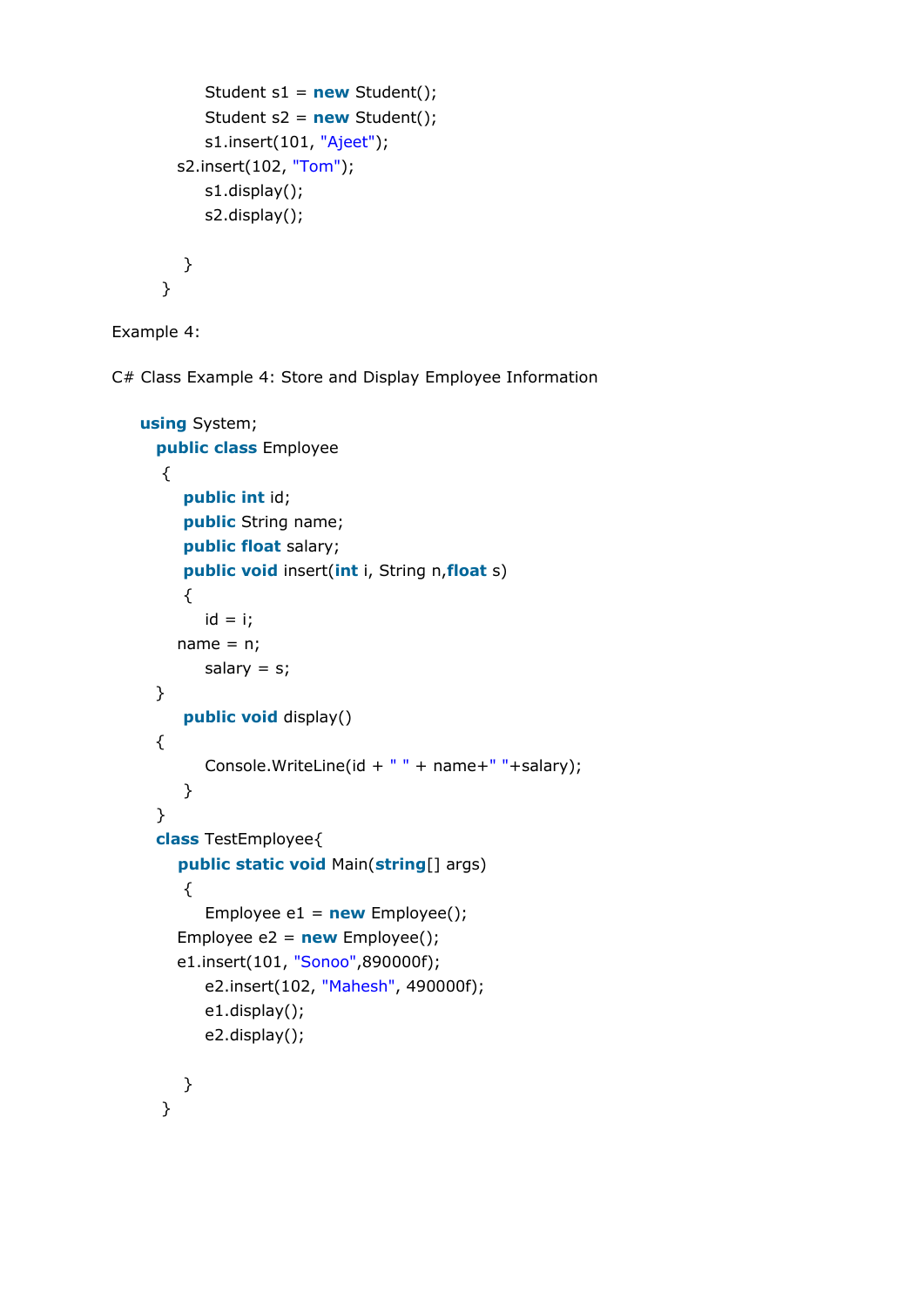```
            Student s1 = new Student();
            Student s2 = new Student();
            s1.insert(101, "Ajeet");
        s2.insert(102, "Tom");
            s1.display();
            s2.display();

        }
    }
```

Example 4:

C# Class Example 4: Store and Display Employee Information

```
using System;
   public class Employee
    {
        public int id;
        public String name;
        public float salary;
        public void insert(int i, String n,float s)
        {
            id = i;
        name = n;
            salary = s;
   }
        public void display()
   {
            Console.WriteLine(id + " " + name+" "+salary);
        }
   }
   class TestEmployee{
       public static void Main(string[] args)
        {
            Employee e1 = new Employee();
        Employee e2 = new Employee();
        e1.insert(101, "Sonoo",890000f);
            e2.insert(102, "Mahesh", 490000f);
            e1.display();
            e2.display();

        }
    }
```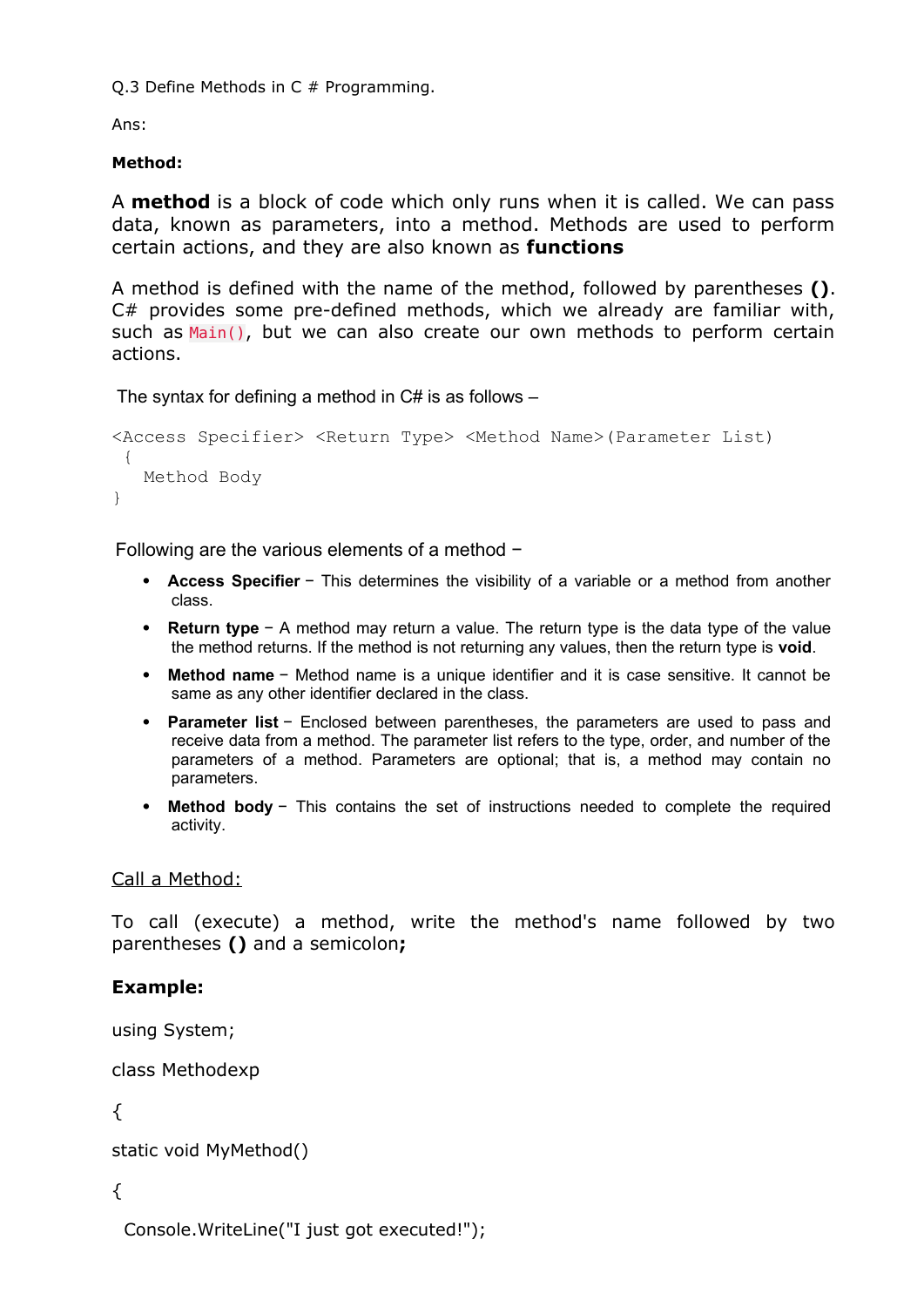Q.3 Define Methods in C # Programming.

Ans:

**Method:**

A **method** is a block of code which only runs when it is called. We can pass data, known as parameters, into a method. Methods are used to perform certain actions, and they are also known as **functions**

A method is defined with the name of the method, followed by parentheses **()**. C# provides some pre-defined methods, which we already are familiar with, such as `Main()`, but we can also create our own methods to perform certain actions.

The syntax for defining a method in C# is as follows –

```
<Access Specifier> <Return Type> <Method Name>(Parameter List)
 {
   Method Body
}
```

Following are the various elements of a method −

- **Access Specifier** − This determines the visibility of a variable or a method from another class.
- **Return type** − A method may return a value. The return type is the data type of the value the method returns. If the method is not returning any values, then the return type is **void**.
- **Method name** − Method name is a unique identifier and it is case sensitive. It cannot be same as any other identifier declared in the class.
- **Parameter list** − Enclosed between parentheses, the parameters are used to pass and receive data from a method. The parameter list refers to the type, order, and number of the parameters of a method. Parameters are optional; that is, a method may contain no parameters.
- **Method body** − This contains the set of instructions needed to complete the required activity.

Call a Method:

To call (execute) a method, write the method's name followed by two parentheses **()** and a semicolon**;**

**Example:**

```
using System;

class Methodexp

{

static void MyMethod()

{

  Console.WriteLine("I just got executed!");
```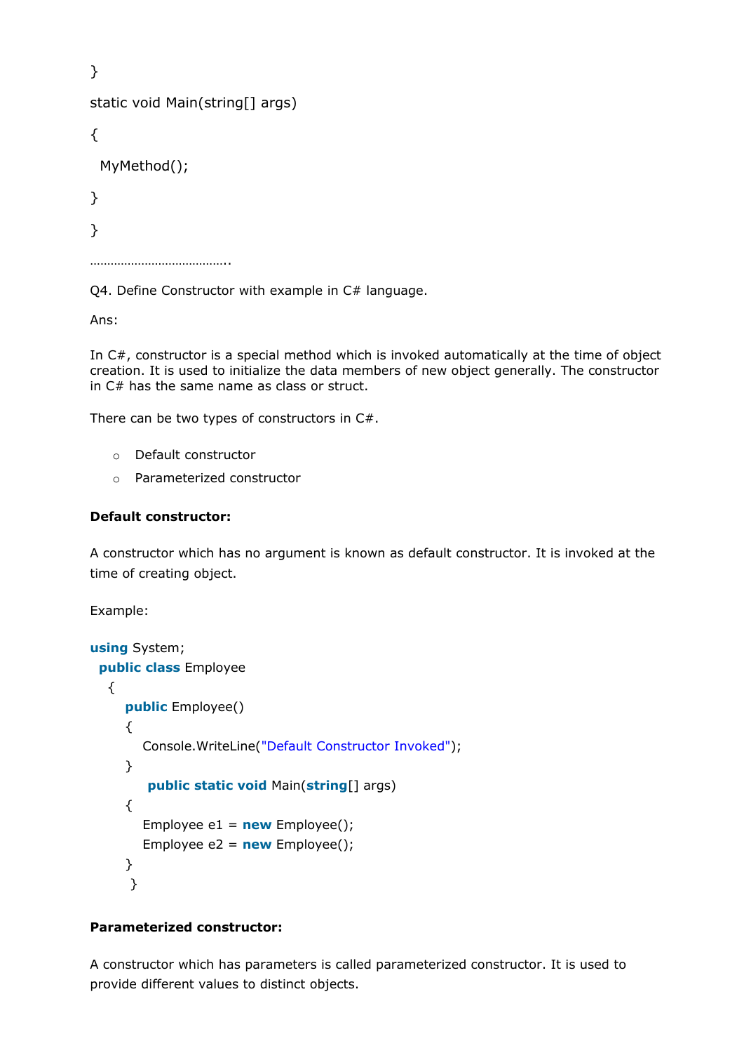```
}

static void Main(string[] args)

{

  MyMethod();

}

}
```

…………………………………..

Q4. Define Constructor with example in C# language.

Ans:

In C#, constructor is a special method which is invoked automatically at the time of object creation. It is used to initialize the data members of new object generally. The constructor in C# has the same name as class or struct.

There can be two types of constructors in C#.

- Default constructor
- Parameterized constructor

**Default constructor:**

A constructor which has no argument is known as default constructor. It is invoked at the time of creating object.

Example:

```
using System;
  public class Employee
   {
       public Employee()
       {
          Console.WriteLine("Default Constructor Invoked");
       }
        public static void Main(string[] args)
       {
          Employee e1 = new Employee();
          Employee e2 = new Employee();
       }
    }
```

**Parameterized constructor:**

A constructor which has parameters is called parameterized constructor. It is used to provide different values to distinct objects.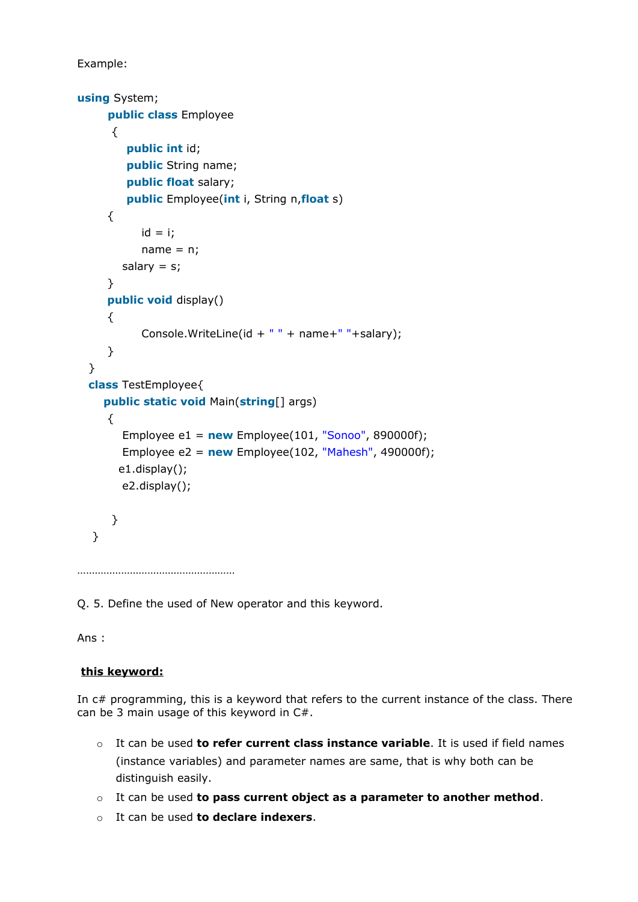Example:

```
using System;
      public class Employee
       {
          public int id;
          public String name;
          public float salary;
          public Employee(int i, String n,float s)
      {
              id = i;
              name = n;
          salary = s;
      }
      public void display()
      {
              Console.WriteLine(id + " " + name+" "+salary);
      }
  }
  class TestEmployee{
      public static void Main(string[] args)
      {
          Employee e1 = new Employee(101, "Sonoo", 890000f);
          Employee e2 = new Employee(102, "Mahesh", 490000f);
         e1.display();
          e2.display();

       }
   }
```

……………………………………………………

Q. 5. Define the used of New operator and this keyword.

Ans :

**<u>this keyword:</u>**

In c# programming, this is a keyword that refers to the current instance of the class. There can be 3 main usage of this keyword in C#.

- It can be used **to refer current class instance variable**. It is used if field names (instance variables) and parameter names are same, that is why both can be distinguish easily.
- It can be used **to pass current object as a parameter to another method**.
- It can be used **to declare indexers**.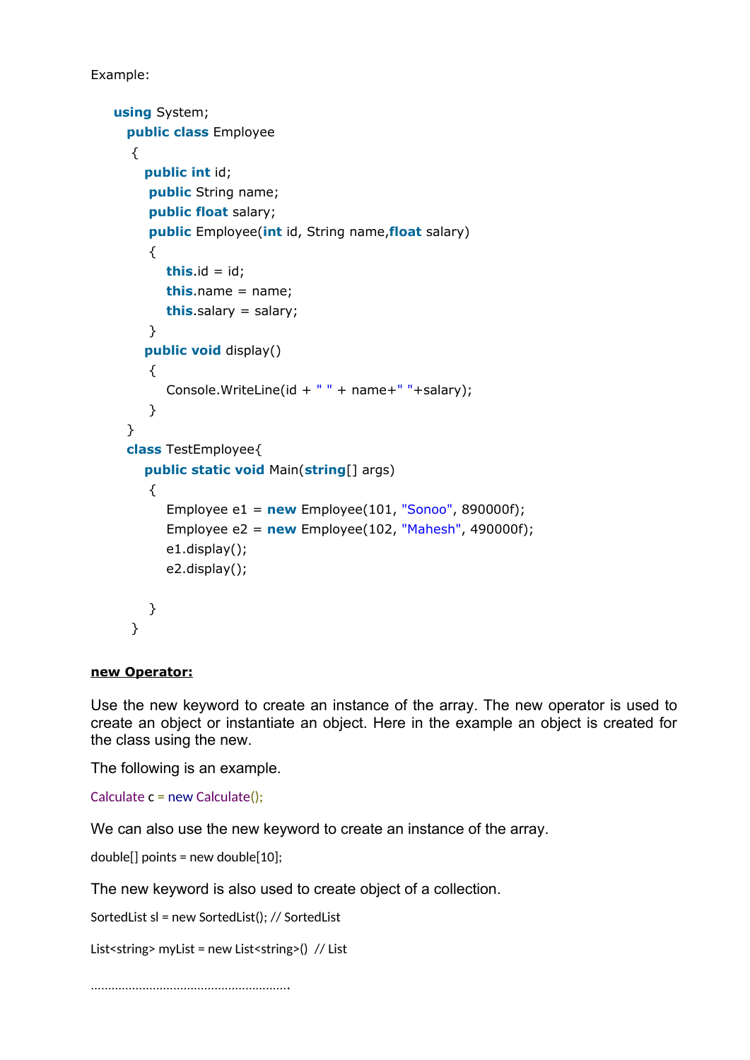Example:

```
using System;
  public class Employee
   {
      public int id;
       public String name;
       public float salary;
       public Employee(int id, String name,float salary)
       {
           this.id = id;
           this.name = name;
           this.salary = salary;
       }
      public void display()
       {
           Console.WriteLine(id + " " + name+" "+salary);
       }
  }
  class TestEmployee{
      public static void Main(string[] args)
       {
           Employee e1 = new Employee(101, "Sonoo", 890000f);
           Employee e2 = new Employee(102, "Mahesh", 490000f);
           e1.display();
           e2.display();

       }
   }
```

**new Operator:**

Use the new keyword to create an instance of the array. The new operator is used to create an object or instantiate an object. Here in the example an object is created for the class using the new.

The following is an example.

```
Calculate c = new Calculate();
```

We can also use the new keyword to create an instance of the array.

```
double[] points = new double[10];
```

The new keyword is also used to create object of a collection.

```
SortedList sl = new SortedList(); // SortedList

List<string> myList = new List<string>()  // List
```

…………………………………………………